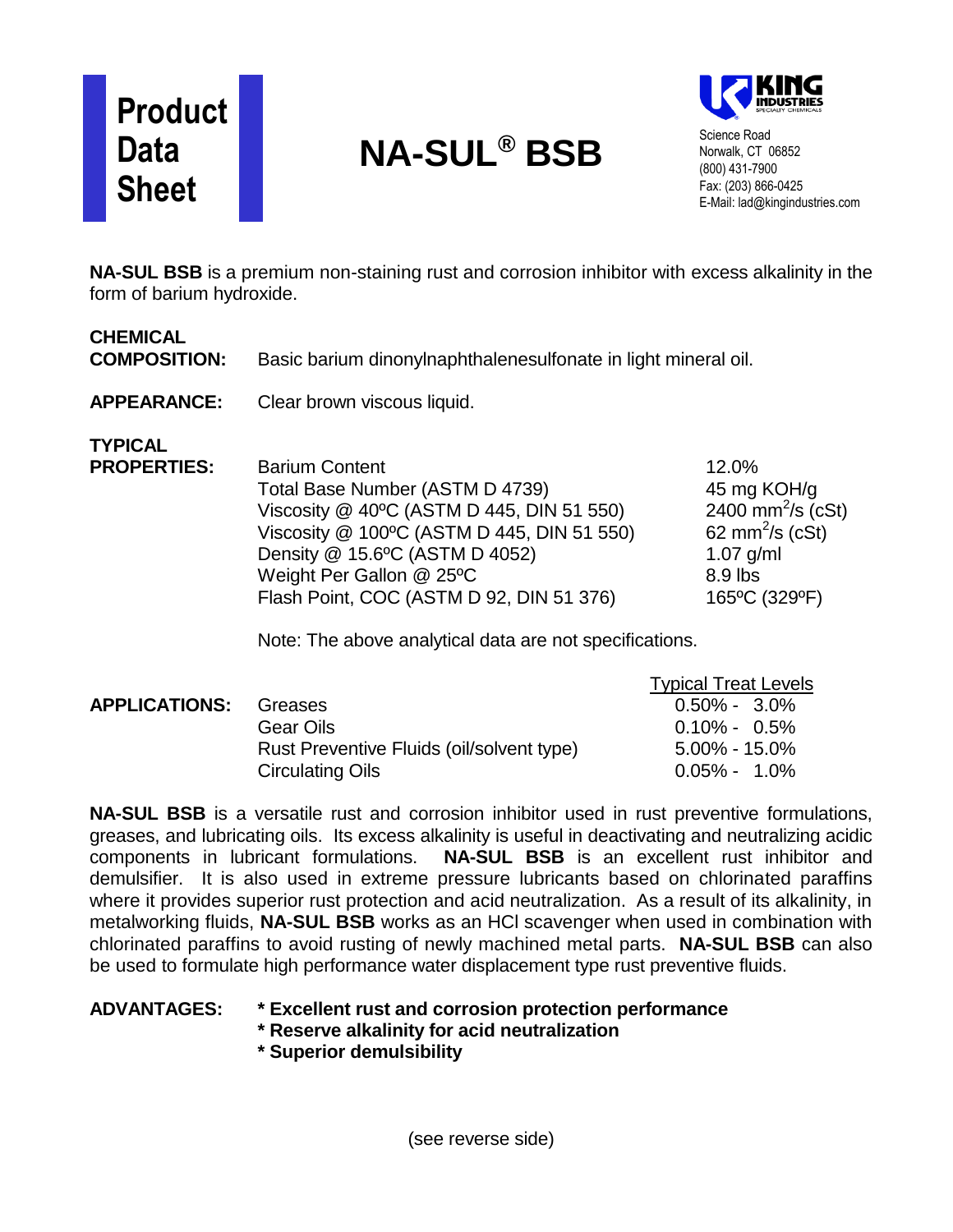# Product Data Sheet

# NA-SUL® BSB

**KING INDUSTRIES**
SPECIALTY CHEMICALS

Science Road
Norwalk, CT 06852
(800) 431-7900
Fax: (203) 866-0425
E-Mail: lad@kingindustries.com

**NA-SUL BSB** is a premium non-staining rust and corrosion inhibitor with excess alkalinity in the form of barium hydroxide.

**CHEMICAL COMPOSITION:** Basic barium dinonylnaphthalenesulfonate in light mineral oil.

**APPEARANCE:** Clear brown viscous liquid.

**TYPICAL PROPERTIES:**

| Property | Value |
|---|---|
| Barium Content | 12.0% |
| Total Base Number (ASTM D 4739) | 45 mg KOH/g |
| Viscosity @ 40ºC (ASTM D 445, DIN 51 550) | 2400 $mm^2/s$ (cSt) |
| Viscosity @ 100ºC (ASTM D 445, DIN 51 550) | 62 $mm^2/s$ (cSt) |
| Density @ 15.6ºC (ASTM D 4052) | 1.07 g/ml |
| Weight Per Gallon @ 25ºC | 8.9 lbs |
| Flash Point, COC (ASTM D 92, DIN 51 376) | 165ºC (329ºF) |

Note: The above analytical data are not specifications.

**APPLICATIONS:**

| Application | Typical Treat Levels |
|---|---|
| Greases | 0.50% - 3.0% |
| Gear Oils | 0.10% - 0.5% |
| Rust Preventive Fluids (oil/solvent type) | 5.00% - 15.0% |
| Circulating Oils | 0.05% - 1.0% |

**NA-SUL BSB** is a versatile rust and corrosion inhibitor used in rust preventive formulations, greases, and lubricating oils. Its excess alkalinity is useful in deactivating and neutralizing acidic components in lubricant formulations. **NA-SUL BSB** is an excellent rust inhibitor and demulsifier. It is also used in extreme pressure lubricants based on chlorinated paraffins where it provides superior rust protection and acid neutralization. As a result of its alkalinity, in metalworking fluids, **NA-SUL BSB** works as an HCl scavenger when used in combination with chlorinated paraffins to avoid rusting of newly machined metal parts. **NA-SUL BSB** can also be used to formulate high performance water displacement type rust preventive fluids.

**ADVANTAGES:**

- **Excellent rust and corrosion protection performance**
- **Reserve alkalinity for acid neutralization**
- **Superior demulsibility**

(see reverse side)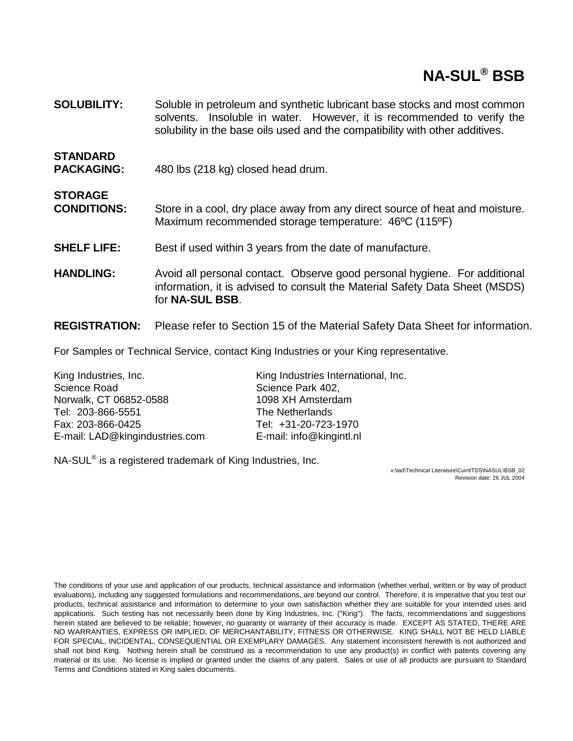# NA-SUL® BSB

**SOLUBILITY:** Soluble in petroleum and synthetic lubricant base stocks and most common solvents. Insoluble in water. However, it is recommended to verify the solubility in the base oils used and the compatibility with other additives.

**STANDARD PACKAGING:** 480 lbs (218 kg) closed head drum.

**STORAGE CONDITIONS:** Store in a cool, dry place away from any direct source of heat and moisture. Maximum recommended storage temperature: 46ºC (115ºF)

**SHELF LIFE:** Best if used within 3 years from the date of manufacture.

**HANDLING:** Avoid all personal contact. Observe good personal hygiene. For additional information, it is advised to consult the Material Safety Data Sheet (MSDS) for **NA-SUL BSB**.

**REGISTRATION:** Please refer to Section 15 of the Material Safety Data Sheet for information.

For Samples or Technical Service, contact King Industries or your King representative.

King Industries, Inc.
Science Road
Norwalk, CT 06852-0588
Tel: 203-866-5551
Fax: 203-866-0425
E-mail: LAD@kingindustries.com

King Industries International, Inc.
Science Park 402,
1098 XH Amsterdam
The Netherlands
Tel: +31-20-723-1970
E-mail: info@kingintl.nl

NA-SUL® is a registered trademark of King Industries, Inc.

v:\lad\Technical Literature\CurntTDS\NASUL\BSB_02
Revision date: 26 JUL 2004

The conditions of your use and application of our products, technical assistance and information (whether verbal, written or by way of product evaluations), including any suggested formulations and recommendations, are beyond our control. Therefore, it is imperative that you test our products, technical assistance and information to determine to your own satisfaction whether they are suitable for your intended uses and applications. Such testing has not necessarily been done by King Industries, Inc. ("King"). The facts, recommendations and suggestions herein stated are believed to be reliable; however, no guaranty or warranty of their accuracy is made. EXCEPT AS STATED, THERE ARE NO WARRANTIES, EXPRESS OR IMPLIED, OF MERCHANTABILITY, FITNESS OR OTHERWISE. KING SHALL NOT BE HELD LIABLE FOR SPECIAL, INCIDENTAL, CONSEQUENTIAL OR EXEMPLARY DAMAGES. Any statement inconsistent herewith is not authorized and shall not bind King. Nothing herein shall be construed as a recommendation to use any product(s) in conflict with patents covering any material or its use. No license is implied or granted under the claims of any patent. Sales or use of all products are pursuant to Standard Terms and Conditions stated in King sales documents.